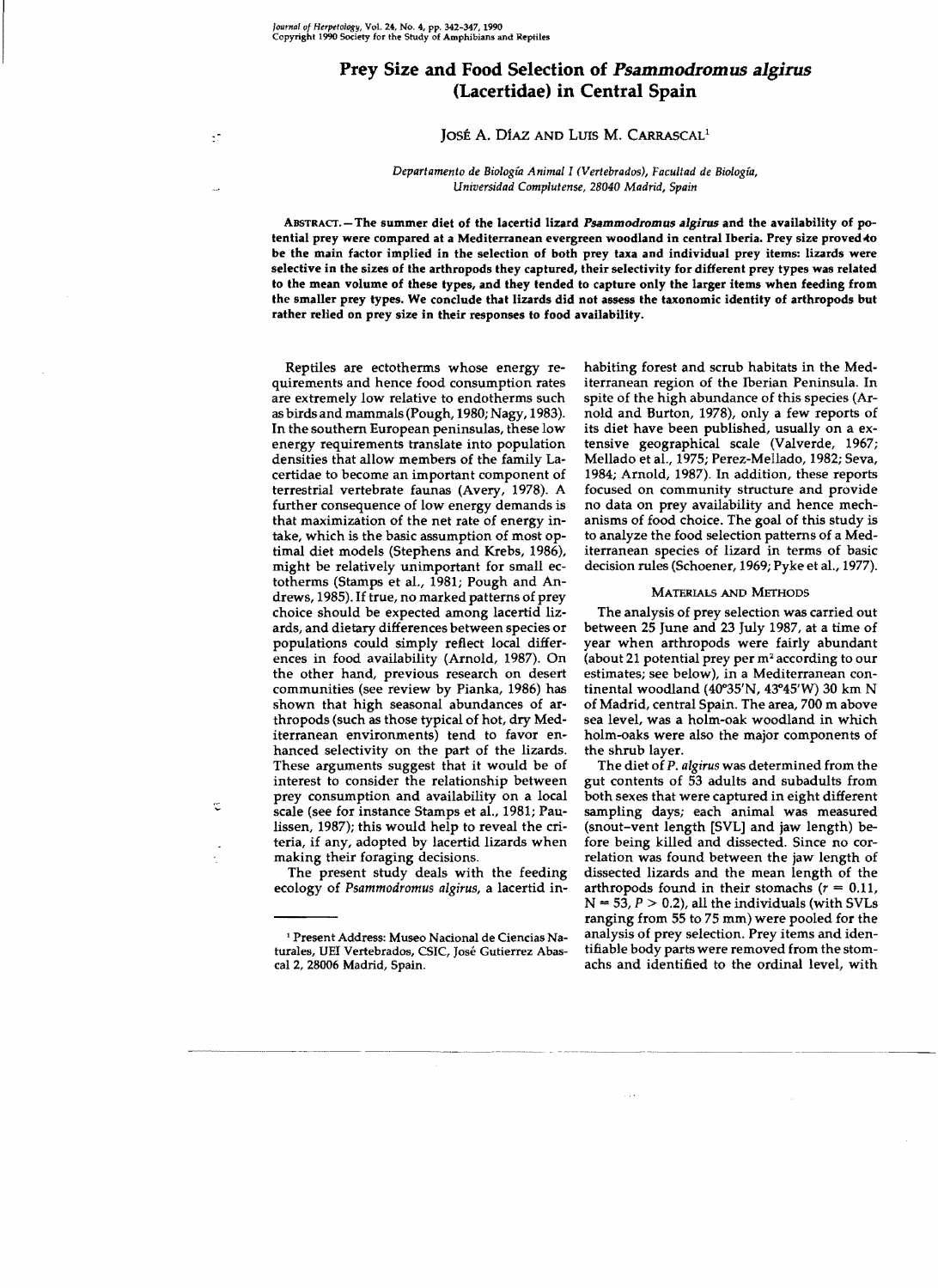# Prey Size and Food Selection of *Psammodromus algirus* (Lacertidae) in Central Spain

JOSÉ A. DÍAZ AND LUIS M. CARRASCAL[1]

*Departamento de Biología Animal I (Vertebrados), Facultad de Biología, Universidad Complutense, 28040 Madrid, Spain*

ABSTRACT.—The summer diet of the lacertid lizard *Psammodromus algirus* and the availability of potential prey were compared at a Mediterranean evergreen woodland in central Iberia. Prey size proved to be the main factor implied in the selection of both prey taxa and individual prey items: lizards were selective in the sizes of the arthropods they captured, their selectivity for different prey types was related to the mean volume of these types, and they tended to capture only the larger items when feeding from the smaller prey types. We conclude that lizards did not assess the taxonomic identity of arthropods but rather relied on prey size in their responses to food availability.

Reptiles are ectotherms whose energy requirements and hence food consumption rates are extremely low relative to endotherms such as birds and mammals (Pough, 1980; Nagy, 1983). In the southern European peninsulas, these low energy requirements translate into population densities that allow members of the family Lacertidae to become an important component of terrestrial vertebrate faunas (Avery, 1978). A further consequence of low energy demands is that maximization of the net rate of energy intake, which is the basic assumption of most optimal diet models (Stephens and Krebs, 1986), might be relatively unimportant for small ectotherms (Stamps et al., 1981; Pough and Andrews, 1985). If true, no marked patterns of prey choice should be expected among lacertid lizards, and dietary differences between species or populations could simply reflect local differences in food availability (Arnold, 1987). On the other hand, previous research on desert communities (see review by Pianka, 1986) has shown that high seasonal abundances of arthropods (such as those typical of hot, dry Mediterranean environments) tend to favor enhanced selectivity on the part of the lizards. These arguments suggest that it would be of interest to consider the relationship between prey consumption and availability on a local scale (see for instance Stamps et al., 1981; Paulissen, 1987); this would help to reveal the criteria, if any, adopted by lacertid lizards when making their foraging decisions.

The present study deals with the feeding ecology of *Psammodromus algirus*, a lacertid inhabiting forest and scrub habitats in the Mediterranean region of the Iberian Peninsula. In spite of the high abundance of this species (Arnold and Burton, 1978), only a few reports of its diet have been published, usually on a extensive geographical scale (Valverde, 1967; Mellado et al., 1975; Perez-Mellado, 1982; Seva, 1984; Arnold, 1987). In addition, these reports focused on community structure and provide no data on prey availability and hence mechanisms of food choice. The goal of this study is to analyze the food selection patterns of a Mediterranean species of lizard in terms of basic decision rules (Schoener, 1969; Pyke et al., 1977).

## MATERIALS AND METHODS

The analysis of prey selection was carried out between 25 June and 23 July 1987, at a time of year when arthropods were fairly abundant (about 21 potential prey per m$^2$ according to our estimates; see below), in a Mediterranean continental woodland (40°35'N, 43°45'W) 30 km N of Madrid, central Spain. The area, 700 m above sea level, was a holm-oak woodland in which holm-oaks were also the major components of the shrub layer.

The diet of *P. algirus* was determined from the gut contents of 53 adults and subadults from both sexes that were captured in eight different sampling days; each animal was measured (snout–vent length [SVL] and jaw length) before being killed and dissected. Since no correlation was found between the jaw length of dissected lizards and the mean length of the arthropods found in their stomachs ($r = 0.11$, $N = 53$, $P > 0.2$), all the individuals (with SVLs ranging from 55 to 75 mm) were pooled for the analysis of prey selection. Prey items and identifiable body parts were removed from the stomachs and identified to the ordinal level, with

---

[1] Present Address: Museo Nacional de Ciencias Naturales, UEI Vertebrados, CSIC, José Gutierrez Abascal 2, 28006 Madrid, Spain.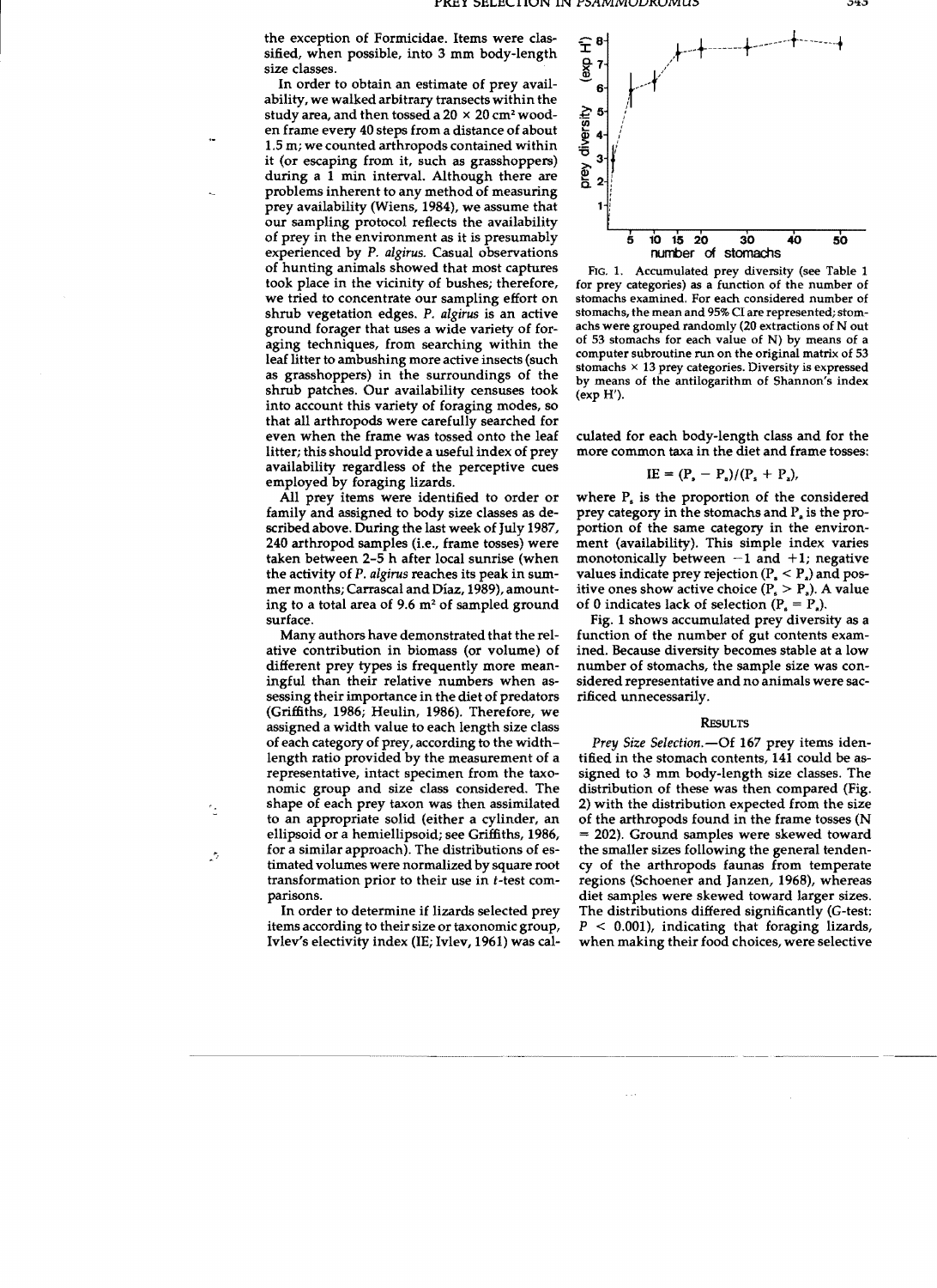the exception of Formicidae. Items were classified, when possible, into 3 mm body-length size classes.

In order to obtain an estimate of prey availability, we walked arbitrary transects within the study area, and then tossed a 20 × 20 cm² wooden frame every 40 steps from a distance of about 1.5 m; we counted arthropods contained within it (or escaping from it, such as grasshoppers) during a 1 min interval. Although there are problems inherent to any method of measuring prey availability (Wiens, 1984), we assume that our sampling protocol reflects the availability of prey in the environment as it is presumably experienced by *P. algirus.* Casual observations of hunting animals showed that most captures took place in the vicinity of bushes; therefore, we tried to concentrate our sampling effort on shrub vegetation edges. *P. algirus* is an active ground forager that uses a wide variety of foraging techniques, from searching within the leaf litter to ambushing more active insects (such as grasshoppers) in the surroundings of the shrub patches. Our availability censuses took into account this variety of foraging modes, so that all arthropods were carefully searched for even when the frame was tossed onto the leaf litter; this should provide a useful index of prey availability regardless of the perceptive cues employed by foraging lizards.

All prey items were identified to order or family and assigned to body size classes as described above. During the last week of July 1987, 240 arthropod samples (i.e., frame tosses) were taken between 2–5 h after local sunrise (when the activity of *P. algirus* reaches its peak in summer months; Carrascal and Díaz, 1989), amounting to a total area of 9.6 m² of sampled ground surface.

Many authors have demonstrated that the relative contribution in biomass (or volume) of different prey types is frequently more meaningful than their relative numbers when assessing their importance in the diet of predators (Griffiths, 1986; Heulin, 1986). Therefore, we assigned a width value to each length size class of each category of prey, according to the width–length ratio provided by the measurement of a representative, intact specimen from the taxonomic group and size class considered. The shape of each prey taxon was then assimilated to an appropriate solid (either a cylinder, an ellipsoid or a hemiellipsoid; see Griffiths, 1986, for a similar approach). The distributions of estimated volumes were normalized by square root transformation prior to their use in *t*-test comparisons.

In order to determine if lizards selected prey items according to their size or taxonomic group, Ivlev's electivity index (IE; Ivlev, 1961) was calculated for each body-length class and for the more common taxa in the diet and frame tosses:

$$IE = (P_s - P_a)/(P_s + P_a),$$

where $P_s$ is the proportion of the considered prey category in the stomachs and $P_a$ is the proportion of the same category in the environment (availability). This simple index varies monotonically between −1 and +1; negative values indicate prey rejection ($P_s < P_a$) and positive ones show active choice ($P_s > P_a$). A value of 0 indicates lack of selection ($P_s = P_a$).

Fig. 1 shows accumulated prey diversity as a function of the number of gut contents examined. Because diversity becomes stable at a low number of stomachs, the sample size was considered representative and no animals were sacrificed unnecessarily.

FIG. 1. Accumulated prey diversity (see Table 1 for prey categories) as a function of the number of stomachs examined. For each considered number of stomachs, the mean and 95% CI are represented; stomachs were grouped randomly (20 extractions of N out of 53 stomachs for each value of N) by means of a computer subroutine run on the original matrix of 53 stomachs × 13 prey categories. Diversity is expressed by means of the antilogarithm of Shannon's index (exp H').

## RESULTS

*Prey Size Selection.*—Of 167 prey items identified in the stomach contents, 141 could be assigned to 3 mm body-length size classes. The distribution of these was then compared (Fig. 2) with the distribution expected from the size of the arthropods found in the frame tosses (N = 202). Ground samples were skewed toward the smaller sizes following the general tendency of the arthropods faunas from temperate regions (Schoener and Janzen, 1968), whereas diet samples were skewed toward larger sizes. The distributions differed significantly (*G*-test: $P < 0.001$), indicating that foraging lizards, when making their food choices, were selective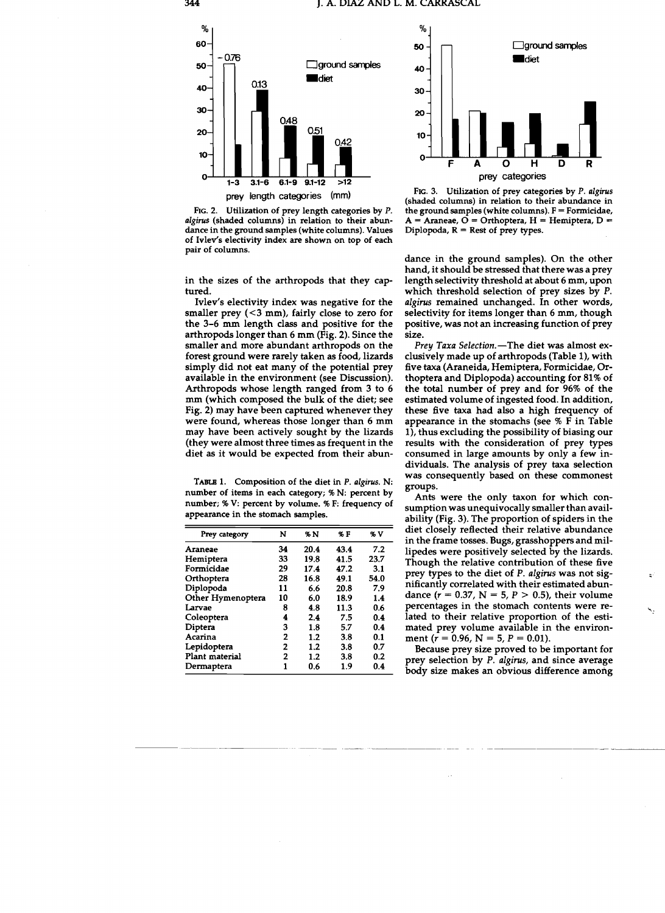FIG. 2. Utilization of prey length categories by *P. algirus* (shaded columns) in relation to their abundance in the ground samples (white columns). Values of Ivlev's electivity index are shown on top of each pair of columns.

FIG. 3. Utilization of prey categories by *P. algirus* (shaded columns) in relation to their abundance in the ground samples (white columns). F = Formicidae, A = Araneae, O = Orthoptera, H = Hemiptera, D = Diplopoda, R = Rest of prey types.

in the sizes of the arthropods that they captured.

Ivlev's electivity index was negative for the smaller prey (<3 mm), fairly close to zero for the 3–6 mm length class and positive for the arthropods longer than 6 mm (Fig. 2). Since the smaller and more abundant arthropods on the forest ground were rarely taken as food, lizards simply did not eat many of the potential prey available in the environment (see Discussion). Arthropods whose length ranged from 3 to 6 mm (which composed the bulk of the diet; see Fig. 2) may have been captured whenever they were found, whereas those longer than 6 mm may have been actively sought by the lizards (they were almost three times as frequent in the diet as it would be expected from their abundance in the ground samples). On the other hand, it should be stressed that there was a prey length selectivity threshold at about 6 mm, upon which threshold selection of prey sizes by *P. algirus* remained unchanged. In other words, selectivity for items longer than 6 mm, though positive, was not an increasing function of prey size.

TABLE 1. Composition of the diet in *P. algirus*. N: number of items in each category; % N: percent by number; % V: percent by volume. % F: frequency of appearance in the stomach samples.

| Prey category | N | % N | % F | % V |
|---|---|---|---|---|
| Araneae | 34 | 20.4 | 43.4 | 7.2 |
| Hemiptera | 33 | 19.8 | 41.5 | 23.7 |
| Formicidae | 29 | 17.4 | 47.2 | 3.1 |
| Orthoptera | 28 | 16.8 | 49.1 | 54.0 |
| Diplopoda | 11 | 6.6 | 20.8 | 7.9 |
| Other Hymenoptera | 10 | 6.0 | 18.9 | 1.4 |
| Larvae | 8 | 4.8 | 11.3 | 0.6 |
| Coleoptera | 4 | 2.4 | 7.5 | 0.4 |
| Diptera | 3 | 1.8 | 5.7 | 0.4 |
| Acarina | 2 | 1.2 | 3.8 | 0.1 |
| Lepidoptera | 2 | 1.2 | 3.8 | 0.7 |
| Plant material | 2 | 1.2 | 3.8 | 0.2 |
| Dermaptera | 1 | 0.6 | 1.9 | 0.4 |

*Prey Taxa Selection.*—The diet was almost exclusively made up of arthropods (Table 1), with five taxa (Araneida, Hemiptera, Formicidae, Orthoptera and Diplopoda) accounting for 81% of the total number of prey and for 96% of the estimated volume of ingested food. In addition, these five taxa had also a high frequency of appearance in the stomachs (see % F in Table 1), thus excluding the possibility of biasing our results with the consideration of prey types consumed in large amounts by only a few individuals. The analysis of prey taxa selection was consequently based on these commonest groups.

Ants were the only taxon for which consumption was unequivocally smaller than availability (Fig. 3). The proportion of spiders in the diet closely reflected their relative abundance in the frame tosses. Bugs, grasshoppers and millipedes were positively selected by the lizards. Though the relative contribution of these five prey types to the diet of *P. algirus* was not significantly correlated with their estimated abundance ($r = 0.37$, $N = 5$, $P > 0.5$), their volume percentages in the stomach contents were related to their relative proportion of the estimated prey volume available in the environment ($r = 0.96$, $N = 5$, $P = 0.01$).

Because prey size proved to be important for prey selection by *P. algirus*, and since average body size makes an obvious difference among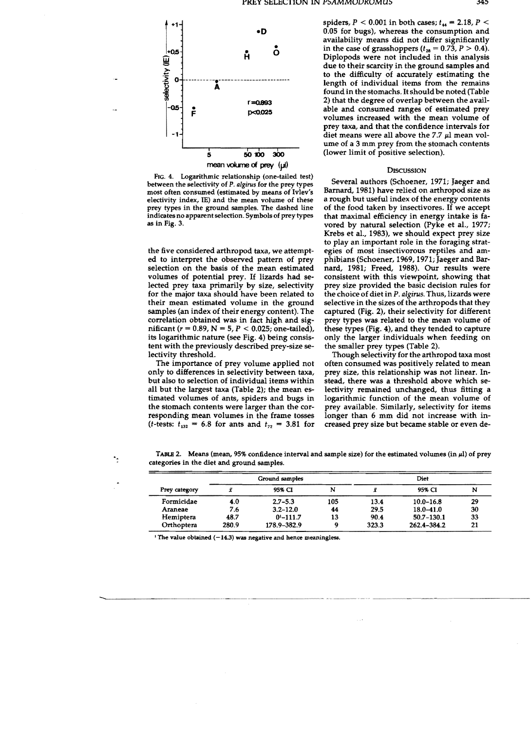FIG. 4. Logarithmic relationship (one-tailed test) between the selectivity of *P. algirus* for the prey types most often consumed (estimated by means of Ivlev's electivity index, IE) and the mean volume of these prey types in the ground samples. The dashed line indicates no apparent selection. Symbols of prey types as in Fig. 3.

the five considered arthropod taxa, we attempted to interpret the observed pattern of prey selection on the basis of the mean estimated volumes of potential prey. If lizards had selected prey taxa primarily by size, selectivity for the major taxa should have been related to their mean estimated volume in the ground samples (an index of their energy content). The correlation obtained was in fact high and significant ($r = 0.89$, $N = 5$, $P < 0.025$; one-tailed), its logarithmic nature (see Fig. 4) being consistent with the previously described prey-size selectivity threshold.

The importance of prey volume applied not only to differences in selectivity between taxa, but also to selection of individual items within all but the largest taxa (Table 2); the mean estimated volumes of ants, spiders and bugs in the stomach contents were larger than the corresponding mean volumes in the frame tosses ($t$-tests: $t_{132} = 6.8$ for ants and $t_{72} = 3.81$ for spiders, $P < 0.001$ in both cases; $t_{44} = 2.18$, $P < 0.05$ for bugs), whereas the consumption and availability means did not differ significantly in the case of grasshoppers ($t_{28} = 0.73$, $P > 0.4$). Diplopods were not included in this analysis due to their scarcity in the ground samples and to the difficulty of accurately estimating the length of individual items from the remains found in the stomachs. It should be noted (Table 2) that the degree of overlap between the available and consumed ranges of estimated prey volumes increased with the mean volume of prey taxa, and that the confidence intervals for diet means were all above the 7.7 μl mean volume of a 3 mm prey from the stomach contents (lower limit of positive selection).

## DISCUSSION

Several authors (Schoener, 1971; Jaeger and Barnard, 1981) have relied on arthropod size as a rough but useful index of the energy contents of the food taken by insectivores. If we accept that maximal efficiency in energy intake is favored by natural selection (Pyke et al., 1977; Krebs et al., 1983), we should expect prey size to play an important role in the foraging strategies of most insectivorous reptiles and amphibians (Schoener, 1969, 1971; Jaeger and Barnard, 1981; Freed, 1988). Our results were consistent with this viewpoint, showing that prey size provided the basic decision rules for the choice of diet in *P. algirus*. Thus, lizards were selective in the sizes of the arthropods that they captured (Fig. 2), their selectivity for different prey types was related to the mean volume of these types (Fig. 4), and they tended to capture only the larger individuals when feeding on the smaller prey types (Table 2).

Though selectivity for the arthropod taxa most often consumed was positively related to mean prey size, this relationship was not linear. Instead, there was a threshold above which selectivity remained unchanged, thus fitting a logarithmic function of the mean volume of prey available. Similarly, selectivity for items longer than 6 mm did not increase with increased prey size but became stable or even de-

TABLE 2. Means (mean, 95% confidence interval and sample size) for the estimated volumes (in μl) of prey categories in the diet and ground samples.

| | Ground samples | | | Diet | | |
|---|---|---|---|---|---|---|
| Prey category | $\bar{x}$ | 95% CI | N | $\bar{x}$ | 95% CI | N |
| Formicidae | 4.0 | 2.7–5.3 | 105 | 13.4 | 10.0–16.8 | 29 |
| Araneae | 7.6 | 3.2–12.0 | 44 | 29.5 | 18.0–41.0 | 30 |
| Hemiptera | 48.7 | 0[1]–111.7 | 13 | 90.4 | 50.7–130.1 | 33 |
| Orthoptera | 280.9 | 178.9–382.9 | 9 | 323.3 | 262.4–384.2 | 21 |

[1] The value obtained (−14.3) was negative and hence meaningless.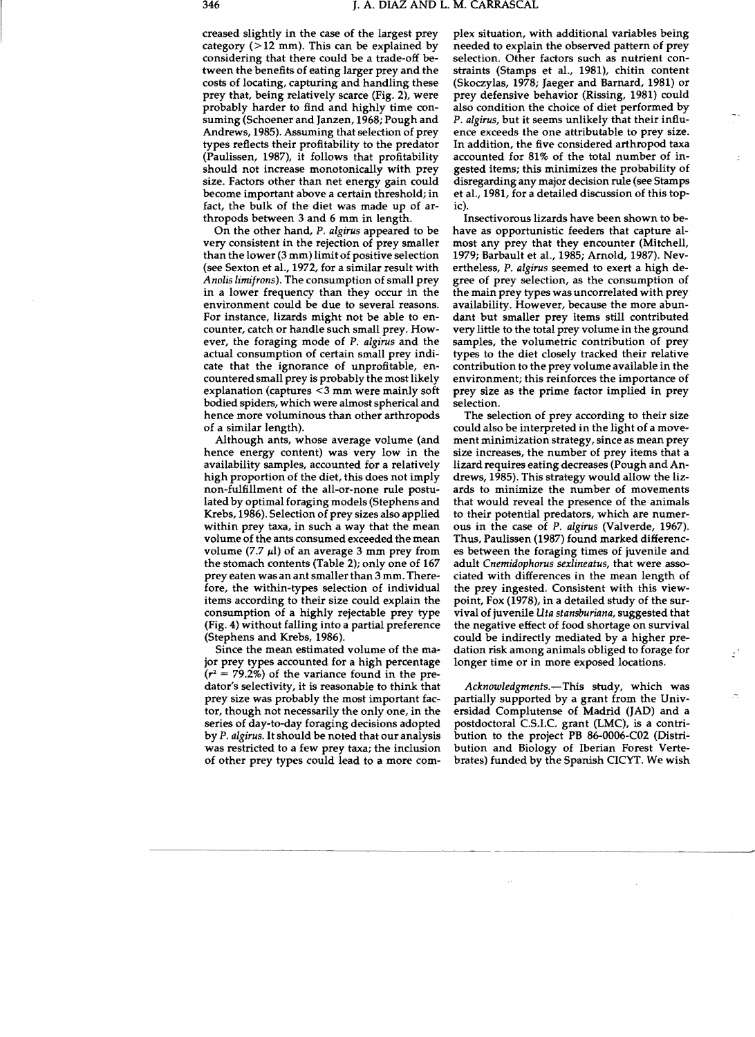creased slightly in the case of the largest prey category (>12 mm). This can be explained by considering that there could be a trade-off between the benefits of eating larger prey and the costs of locating, capturing and handling these prey that, being relatively scarce (Fig. 2), were probably harder to find and highly time consuming (Schoener and Janzen, 1968; Pough and Andrews, 1985). Assuming that selection of prey types reflects their profitability to the predator (Paulissen, 1987), it follows that profitability should not increase monotonically with prey size. Factors other than net energy gain could become important above a certain threshold; in fact, the bulk of the diet was made up of arthropods between 3 and 6 mm in length.

On the other hand, *P. algirus* appeared to be very consistent in the rejection of prey smaller than the lower (3 mm) limit of positive selection (see Sexton et al., 1972, for a similar result with *Anolis limifrons*). The consumption of small prey in a lower frequency than they occur in the environment could be due to several reasons. For instance, lizards might not be able to encounter, catch or handle such small prey. However, the foraging mode of *P. algirus* and the actual consumption of certain small prey indicate that the ignorance of unprofitable, encountered small prey is probably the most likely explanation (captures <3 mm were mainly soft bodied spiders, which were almost spherical and hence more voluminous than other arthropods of a similar length).

Although ants, whose average volume (and hence energy content) was very low in the availability samples, accounted for a relatively high proportion of the diet, this does not imply non-fulfillment of the all-or-none rule postulated by optimal foraging models (Stephens and Krebs, 1986). Selection of prey sizes also applied within prey taxa, in such a way that the mean volume of the ants consumed exceeded the mean volume (7.7 μl) of an average 3 mm prey from the stomach contents (Table 2); only one of 167 prey eaten was an ant smaller than 3 mm. Therefore, the within-types selection of individual items according to their size could explain the consumption of a highly rejectable prey type (Fig. 4) without falling into a partial preference (Stephens and Krebs, 1986).

Since the mean estimated volume of the major prey types accounted for a high percentage ($r^2 = 79.2\%$) of the variance found in the predator's selectivity, it is reasonable to think that prey size was probably the most important factor, though not necessarily the only one, in the series of day-to-day foraging decisions adopted by *P. algirus*. It should be noted that our analysis was restricted to a few prey taxa; the inclusion of other prey types could lead to a more complex situation, with additional variables being needed to explain the observed pattern of prey selection. Other factors such as nutrient constraints (Stamps et al., 1981), chitin content (Skoczylas, 1978; Jaeger and Barnard, 1981) or prey defensive behavior (Rissing, 1981) could also condition the choice of diet performed by *P. algirus*, but it seems unlikely that their influence exceeds the one attributable to prey size. In addition, the five considered arthropod taxa accounted for 81% of the total number of ingested items; this minimizes the probability of disregarding any major decision rule (see Stamps et al., 1981, for a detailed discussion of this topic).

Insectivorous lizards have been shown to behave as opportunistic feeders that capture almost any prey that they encounter (Mitchell, 1979; Barbault et al., 1985; Arnold, 1987). Nevertheless, *P. algirus* seemed to exert a high degree of prey selection, as the consumption of the main prey types was uncorrelated with prey availability. However, because the more abundant but smaller prey items still contributed very little to the total prey volume in the ground samples, the volumetric contribution of prey types to the diet closely tracked their relative contribution to the prey volume available in the environment; this reinforces the importance of prey size as the prime factor implied in prey selection.

The selection of prey according to their size could also be interpreted in the light of a movement minimization strategy, since as mean prey size increases, the number of prey items that a lizard requires eating decreases (Pough and Andrews, 1985). This strategy would allow the lizards to minimize the number of movements that would reveal the presence of the animals to their potential predators, which are numerous in the case of *P. algirus* (Valverde, 1967). Thus, Paulissen (1987) found marked differences between the foraging times of juvenile and adult *Cnemidophorus sexlineatus*, that were associated with differences in the mean length of the prey ingested. Consistent with this viewpoint, Fox (1978), in a detailed study of the survival of juvenile *Uta stansburiana*, suggested that the negative effect of food shortage on survival could be indirectly mediated by a higher predation risk among animals obliged to forage for longer time or in more exposed locations.

*Acknowledgments.*—This study, which was partially supported by a grant from the Universidad Complutense of Madrid (JAD) and a postdoctoral C.S.I.C. grant (LMC), is a contribution to the project PB 86-0006-C02 (Distribution and Biology of Iberian Forest Vertebrates) funded by the Spanish CICYT. We wish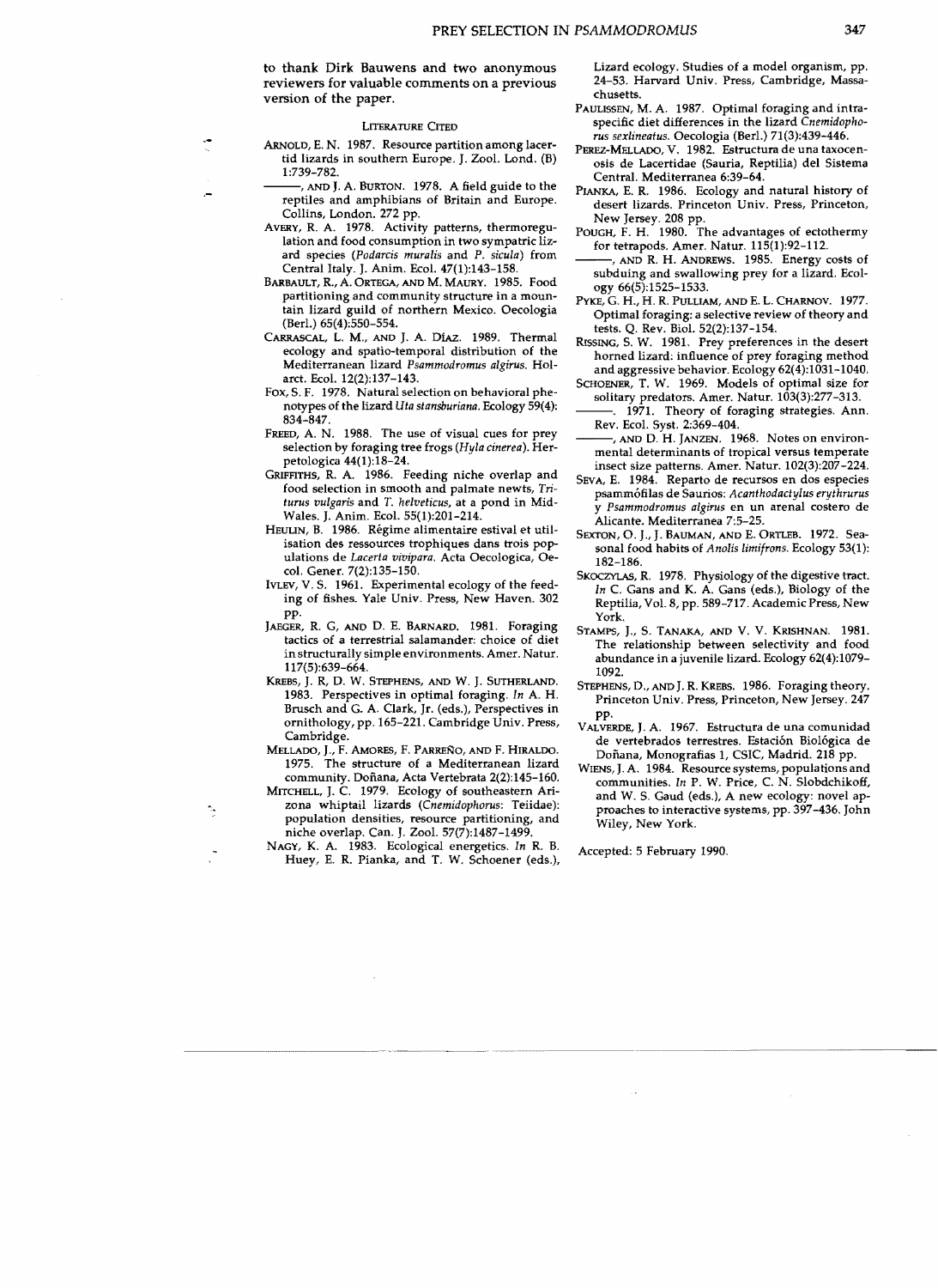to thank Dirk Bauwens and two anonymous reviewers for valuable comments on a previous version of the paper.

## Literature Cited

ARNOLD, E. N. 1987. Resource partition among lacertid lizards in southern Europe. J. Zool. Lond. (B) 1:739–782.

———, AND J. A. BURTON. 1978. A field guide to the reptiles and amphibians of Britain and Europe. Collins, London. 272 pp.

AVERY, R. A. 1978. Activity patterns, thermoregulation and food consumption in two sympatric lizard species (*Podarcis muralis* and *P. sicula*) from Central Italy. J. Anim. Ecol. 47(1):143–158.

BARBAULT, R., A. ORTEGA, AND M. MAURY. 1985. Food partitioning and community structure in a mountain lizard guild of northern Mexico. Oecologia (Berl.) 65(4):550–554.

CARRASCAL, L. M., AND J. A. DÍAZ. 1989. Thermal ecology and spatio-temporal distribution of the Mediterranean lizard *Psammodromus algirus*. Holarct. Ecol. 12(2):137–143.

FOX, S. F. 1978. Natural selection on behavioral phenotypes of the lizard *Uta stansburiana*. Ecology 59(4): 834–847.

FREED, A. N. 1988. The use of visual cues for prey selection by foraging tree frogs (*Hyla cinerea*). Herpetologica 44(1):18–24.

GRIFFITHS, R. A. 1986. Feeding niche overlap and food selection in smooth and palmate newts, *Triturus vulgaris* and *T. helveticus*, at a pond in Mid-Wales. J. Anim. Ecol. 55(1):201–214.

HEULIN, B. 1986. Régime alimentaire estival et utilisation des ressources trophiques dans trois populations de *Lacerta vivipara*. Acta Oecologica, Oecol. Gener. 7(2):135–150.

IVLEV, V. S. 1961. Experimental ecology of the feeding of fishes. Yale Univ. Press, New Haven. 302 pp.

JAEGER, R. G, AND D. E. BARNARD. 1981. Foraging tactics of a terrestrial salamander: choice of diet in structurally simple environments. Amer. Natur. 117(5):639–664.

KREBS, J. R, D. W. STEPHENS, AND W. J. SUTHERLAND. 1983. Perspectives in optimal foraging. *In* A. H. Brusch and G. A. Clark, Jr. (eds.), Perspectives in ornithology, pp. 165–221. Cambridge Univ. Press, Cambridge.

MELLADO, J., F. AMORES, F. PARREÑO, AND F. HIRALDO. 1975. The structure of a Mediterranean lizard community. Doñana, Acta Vertebrata 2(2):145–160.

MITCHELL, J. C. 1979. Ecology of southeastern Arizona whiptail lizards (*Cnemidophorus*: Teiidae): population densities, resource partitioning, and niche overlap. Can. J. Zool. 57(7):1487–1499.

NAGY, K. A. 1983. Ecological energetics. *In* R. B. Huey, E. R. Pianka, and T. W. Schoener (eds.), Lizard ecology. Studies of a model organism, pp. 24–53. Harvard Univ. Press, Cambridge, Massachusetts.

PAULISSEN, M. A. 1987. Optimal foraging and intraspecific diet differences in the lizard *Cnemidophorus sexlineatus*. Oecologia (Berl.) 71(3):439–446.

PEREZ-MELLADO, V. 1982. Estructura de una taxocenosis de Lacertidae (Sauria, Reptilia) del Sistema Central. Mediterranea 6:39–64.

PIANKA, E. R. 1986. Ecology and natural history of desert lizards. Princeton Univ. Press, Princeton, New Jersey. 208 pp.

POUGH, F. H. 1980. The advantages of ectothermy for tetrapods. Amer. Natur. 115(1):92–112.

———, AND R. H. ANDREWS. 1985. Energy costs of subduing and swallowing prey for a lizard. Ecology 66(5):1525–1533.

PYKE, G. H., H. R. PULLIAM, AND E. L. CHARNOV. 1977. Optimal foraging: a selective review of theory and tests. Q. Rev. Biol. 52(2):137–154.

RISSING, S. W. 1981. Prey preferences in the desert horned lizard: influence of prey foraging method and aggressive behavior. Ecology 62(4):1031–1040.

SCHOENER, T. W. 1969. Models of optimal size for solitary predators. Amer. Natur. 103(3):277–313.

———. 1971. Theory of foraging strategies. Ann. Rev. Ecol. Syst. 2:369–404.

———, AND D. H. JANZEN. 1968. Notes on environmental determinants of tropical versus temperate insect size patterns. Amer. Natur. 102(3):207–224.

SEVA, E. 1984. Reparto de recursos en dos especies psammófilas de Saurios: *Acanthodactylus erythrurus* y *Psammodromus algirus* en un arenal costero de Alicante. Mediterranea 7:5–25.

SEXTON, O. J., J. BAUMAN, AND E. ORTLEB. 1972. Seasonal food habits of *Anolis limifrons*. Ecology 53(1): 182–186.

SKOCZYLAS, R. 1978. Physiology of the digestive tract. *In* C. Gans and K. A. Gans (eds.), Biology of the Reptilia, Vol. 8, pp. 589–717. Academic Press, New York.

STAMPS, J., S. TANAKA, AND V. V. KRISHNAN. 1981. The relationship between selectivity and food abundance in a juvenile lizard. Ecology 62(4):1079–1092.

STEPHENS, D., AND J. R. KREBS. 1986. Foraging theory. Princeton Univ. Press, Princeton, New Jersey. 247 pp.

VALVERDE, J. A. 1967. Estructura de una comunidad de vertebrados terrestres. Estación Biológica de Doñana, Monografias 1, CSIC, Madrid. 218 pp.

WIENS, J. A. 1984. Resource systems, populations and communities. *In* P. W. Price, C. N. Slobdchikoff, and W. S. Gaud (eds.), A new ecology: novel approaches to interactive systems, pp. 397–436. John Wiley, New York.

Accepted: 5 February 1990.